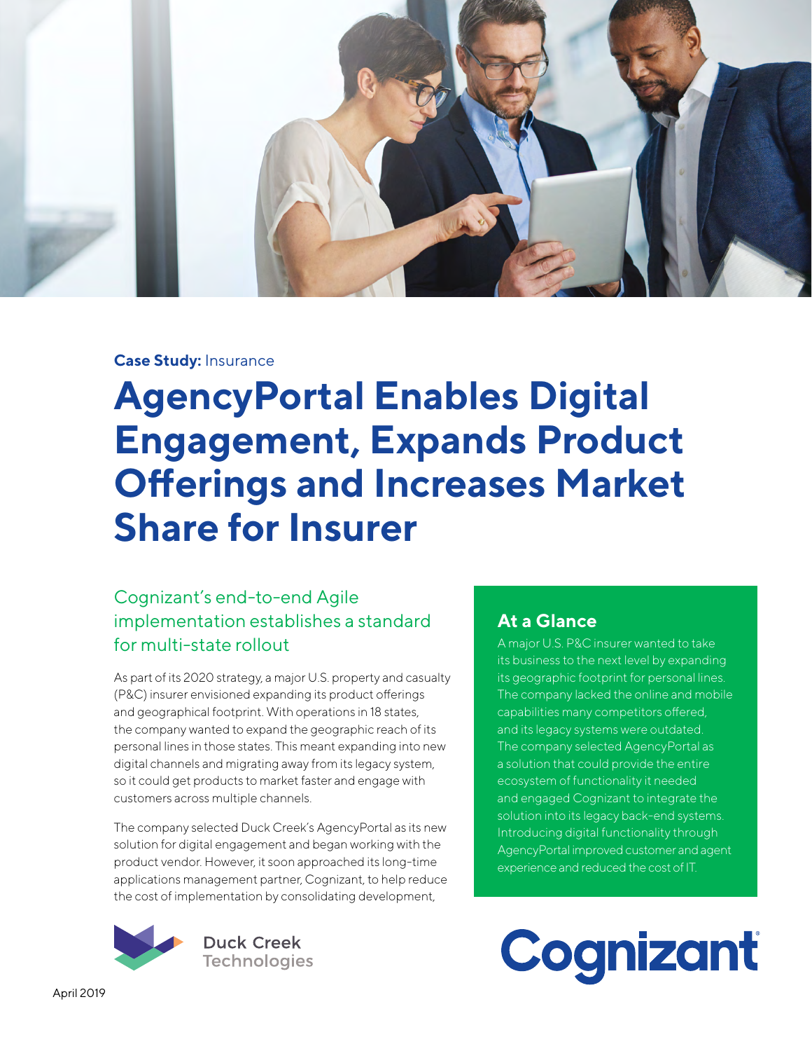**Case Study:** Insurance

# AgencyPortal Enables Digital Engagement, Expands Product Offerings and Increases Market Share for Insurer

## Cognizant's end-to-end Agile implementation establishes a standard for multi-state rollout

As part of its 2020 strategy, a major U.S. property and casualty (P&C) insurer envisioned expanding its product offerings and geographical footprint. With operations in 18 states, the company wanted to expand the geographic reach of its personal lines in those states. This meant expanding into new digital channels and migrating away from its legacy system, so it could get products to market faster and engage with customers across multiple channels.

The company selected Duck Creek's AgencyPortal as its new solution for digital engagement and began working with the product vendor. However, it soon approached its long-time applications management partner, Cognizant, to help reduce the cost of implementation by consolidating development,

### At a Glance

A major U.S. P&C insurer wanted to take its business to the next level by expanding its geographic footprint for personal lines. The company lacked the online and mobile capabilities many competitors offered, and its legacy systems were outdated. The company selected AgencyPortal as a solution that could provide the entire ecosystem of functionality it needed and engaged Cognizant to integrate the solution into its legacy back-end systems. Introducing digital functionality through AgencyPortal improved customer and agent experience and reduced the cost of IT.

Duck Creek Technologies

Cognizant

April 2019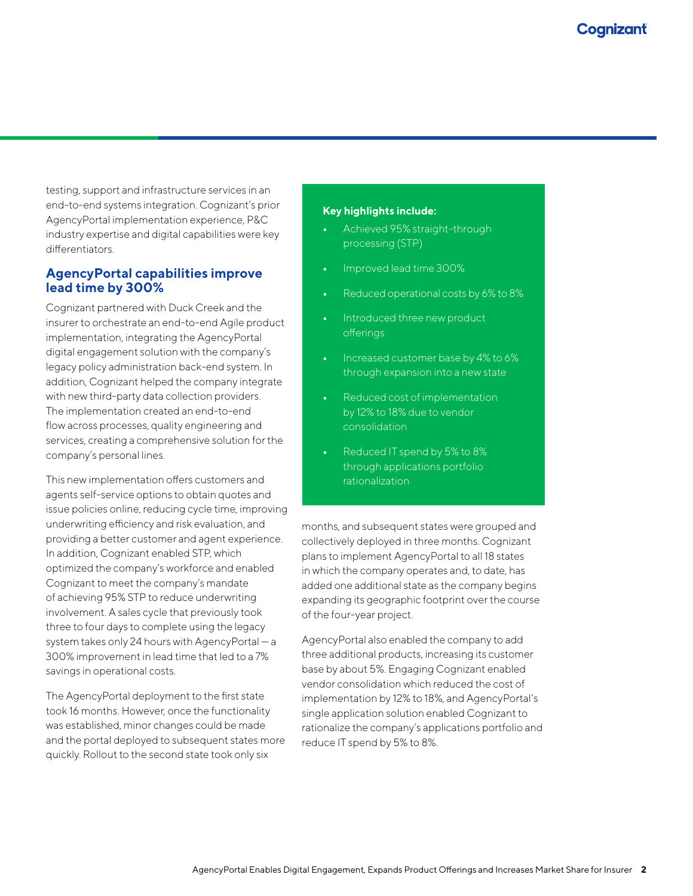testing, support and infrastructure services in an end-to-end systems integration. Cognizant's prior AgencyPortal implementation experience, P&C industry expertise and digital capabilities were key differentiators.

## AgencyPortal capabilities improve lead time by 300%

Cognizant partnered with Duck Creek and the insurer to orchestrate an end-to-end Agile product implementation, integrating the AgencyPortal digital engagement solution with the company's legacy policy administration back-end system. In addition, Cognizant helped the company integrate with new third-party data collection providers. The implementation created an end-to-end flow across processes, quality engineering and services, creating a comprehensive solution for the company's personal lines.

This new implementation offers customers and agents self-service options to obtain quotes and issue policies online, reducing cycle time, improving underwriting efficiency and risk evaluation, and providing a better customer and agent experience. In addition, Cognizant enabled STP, which optimized the company's workforce and enabled Cognizant to meet the company's mandate of achieving 95% STP to reduce underwriting involvement. A sales cycle that previously took three to four days to complete using the legacy system takes only 24 hours with AgencyPortal — a 300% improvement in lead time that led to a 7% savings in operational costs.

The AgencyPortal deployment to the first state took 16 months. However, once the functionality was established, minor changes could be made and the portal deployed to subsequent states more quickly. Rollout to the second state took only six months, and subsequent states were grouped and collectively deployed in three months. Cognizant plans to implement AgencyPortal to all 18 states in which the company operates and, to date, has added one additional state as the company begins expanding its geographic footprint over the course of the four-year project.

AgencyPortal also enabled the company to add three additional products, increasing its customer base by about 5%. Engaging Cognizant enabled vendor consolidation which reduced the cost of implementation by 12% to 18%, and AgencyPortal's single application solution enabled Cognizant to rationalize the company's applications portfolio and reduce IT spend by 5% to 8%.

**Key highlights include:**

- Achieved 95% straight-through processing (STP)
- Improved lead time 300%
- Reduced operational costs by 6% to 8%
- Introduced three new product offerings
- Increased customer base by 4% to 6% through expansion into a new state
- Reduced cost of implementation by 12% to 18% due to vendor consolidation
- Reduced IT spend by 5% to 8% through applications portfolio rationalization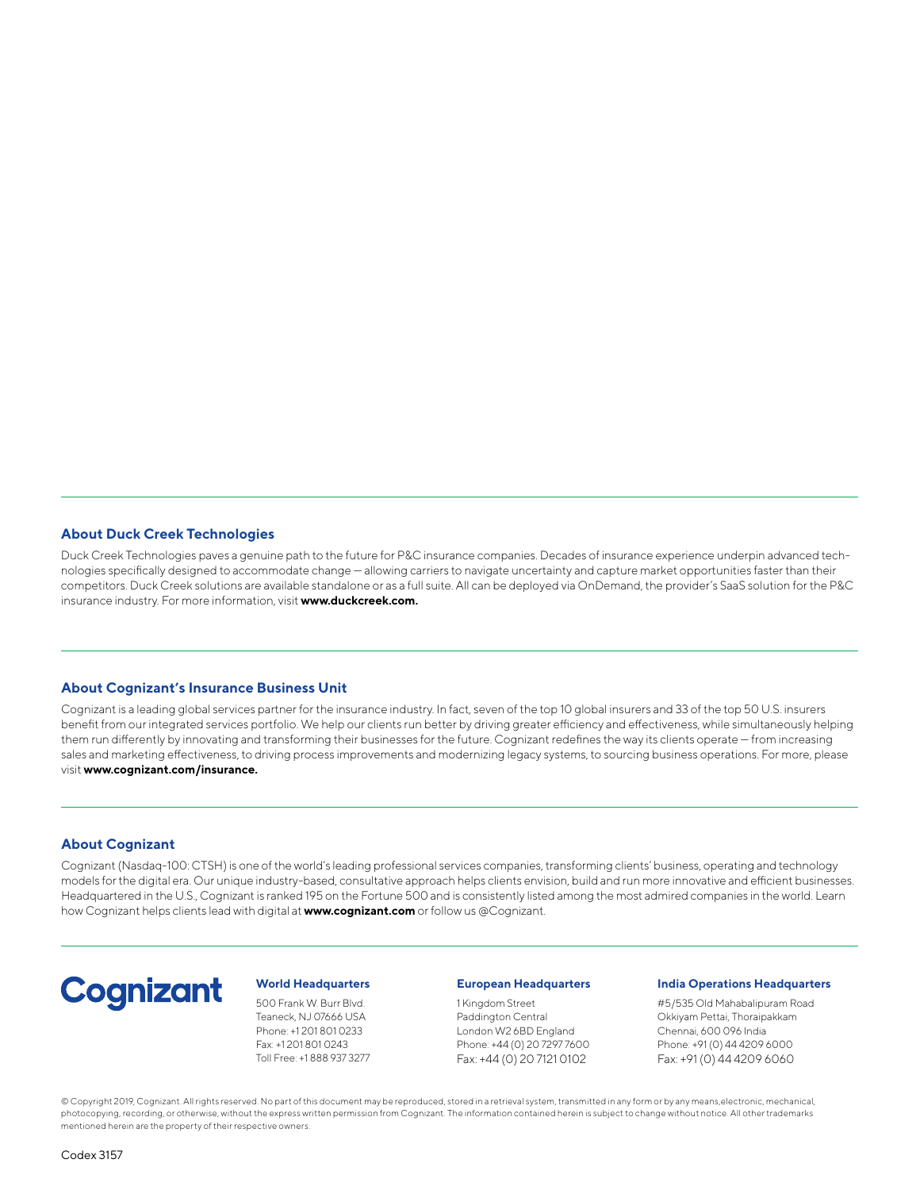### About Duck Creek Technologies

Duck Creek Technologies paves a genuine path to the future for P&C insurance companies. Decades of insurance experience underpin advanced technologies specifically designed to accommodate change — allowing carriers to navigate uncertainty and capture market opportunities faster than their competitors. Duck Creek solutions are available standalone or as a full suite. All can be deployed via OnDemand, the provider's SaaS solution for the P&C insurance industry. For more information, visit **www.duckcreek.com.**

### About Cognizant's Insurance Business Unit

Cognizant is a leading global services partner for the insurance industry. In fact, seven of the top 10 global insurers and 33 of the top 50 U.S. insurers benefit from our integrated services portfolio. We help our clients run better by driving greater efficiency and effectiveness, while simultaneously helping them run differently by innovating and transforming their businesses for the future. Cognizant redefines the way its clients operate — from increasing sales and marketing effectiveness, to driving process improvements and modernizing legacy systems, to sourcing business operations. For more, please visit **www.cognizant.com/insurance.**

### About Cognizant

Cognizant (Nasdaq-100: CTSH) is one of the world's leading professional services companies, transforming clients' business, operating and technology models for the digital era. Our unique industry-based, consultative approach helps clients envision, build and run more innovative and efficient businesses. Headquartered in the U.S., Cognizant is ranked 195 on the Fortune 500 and is consistently listed among the most admired companies in the world. Learn how Cognizant helps clients lead with digital at **www.cognizant.com** or follow us @Cognizant.

**Cognizant**

**World Headquarters**

500 Frank W. Burr Blvd.
Teaneck, NJ 07666 USA
Phone: +1 201 801 0233
Fax: +1 201 801 0243
Toll Free: +1 888 937 3277

**European Headquarters**

1 Kingdom Street
Paddington Central
London W2 6BD England
Phone: +44 (0) 20 7297 7600
Fax: +44 (0) 20 7121 0102

**India Operations Headquarters**

#5/535 Old Mahabalipuram Road
Okkiyam Pettai, Thoraipakkam
Chennai, 600 096 India
Phone: +91 (0) 44 4209 6000
Fax: +91 (0) 44 4209 6060

© Copyright 2019, Cognizant. All rights reserved. No part of this document may be reproduced, stored in a retrieval system, transmitted in any form or by any means,electronic, mechanical, photocopying, recording, or otherwise, without the express written permission from Cognizant. The information contained herein is subject to change without notice. All other trademarks mentioned herein are the property of their respective owners.

Codex 3157